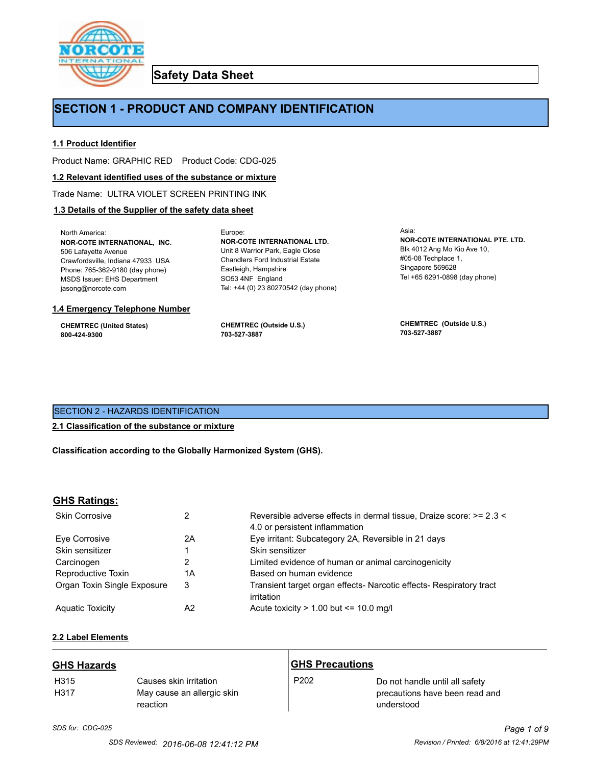# Safety Data Sheet

## SECTION 1 - PRODUCT AND COMPANY IDENTIFICATION

### 1.1 Product Identifier

Product Name: GRAPHIC RED    Product Code: CDG-025

### 1.2 Relevant identified uses of the substance or mixture

Trade Name: ULTRA VIOLET SCREEN PRINTING INK

### 1.3 Details of the Supplier of the safety data sheet

North America:
**NOR-COTE INTERNATIONAL, INC.**
506 Lafayette Avenue
Crawfordsville, Indiana 47933 USA
Phone: 765-362-9180 (day phone)
MSDS Issuer: EHS Department
jasong@norcote.com

Europe:
**NOR-COTE INTERNATIONAL LTD.**
Unit 8 Warrior Park, Eagle Close
Chandlers Ford Industrial Estate
Eastleigh, Hampshire
SO53 4NF England
Tel: +44 (0) 23 80270542 (day phone)

Asia:
**NOR-COTE INTERNATIONAL PTE. LTD.**
Blk 4012 Ang Mo Kio Ave 10,
#05-08 Techplace 1,
Singapore 569628
Tel +65 6291-0898 (day phone)

### 1.4 Emergency Telephone Number

**CHEMTREC (United States)**
**800-424-9300**

**CHEMTREC (Outside U.S.)**
**703-527-3887**

**CHEMTREC (Outside U.S.)**
**703-527-3887**

## SECTION 2 - HAZARDS IDENTIFICATION

### 2.1 Classification of the substance or mixture

**Classification according to the Globally Harmonized System (GHS).**

### GHS Ratings:

| | | |
|---|---|---|
| Skin Corrosive | 2 | Reversible adverse effects in dermal tissue, Draize score: >= 2.3 < 4.0 or persistent inflammation |
| Eye Corrosive | 2A | Eye irritant: Subcategory 2A, Reversible in 21 days |
| Skin sensitizer | 1 | Skin sensitizer |
| Carcinogen | 2 | Limited evidence of human or animal carcinogenicity |
| Reproductive Toxin | 1A | Based on human evidence |
| Organ Toxin Single Exposure | 3 | Transient target organ effects- Narcotic effects- Respiratory tract irritation |
| Aquatic Toxicity | A2 | Acute toxicity > 1.00 but <= 10.0 mg/l |

### 2.2 Label Elements

#### GHS Hazards

| | |
|---|---|
| H315 | Causes skin irritation |
| H317 | May cause an allergic skin reaction |

#### GHS Precautions

| | |
|---|---|
| P202 | Do not handle until all safety precautions have been read and understood |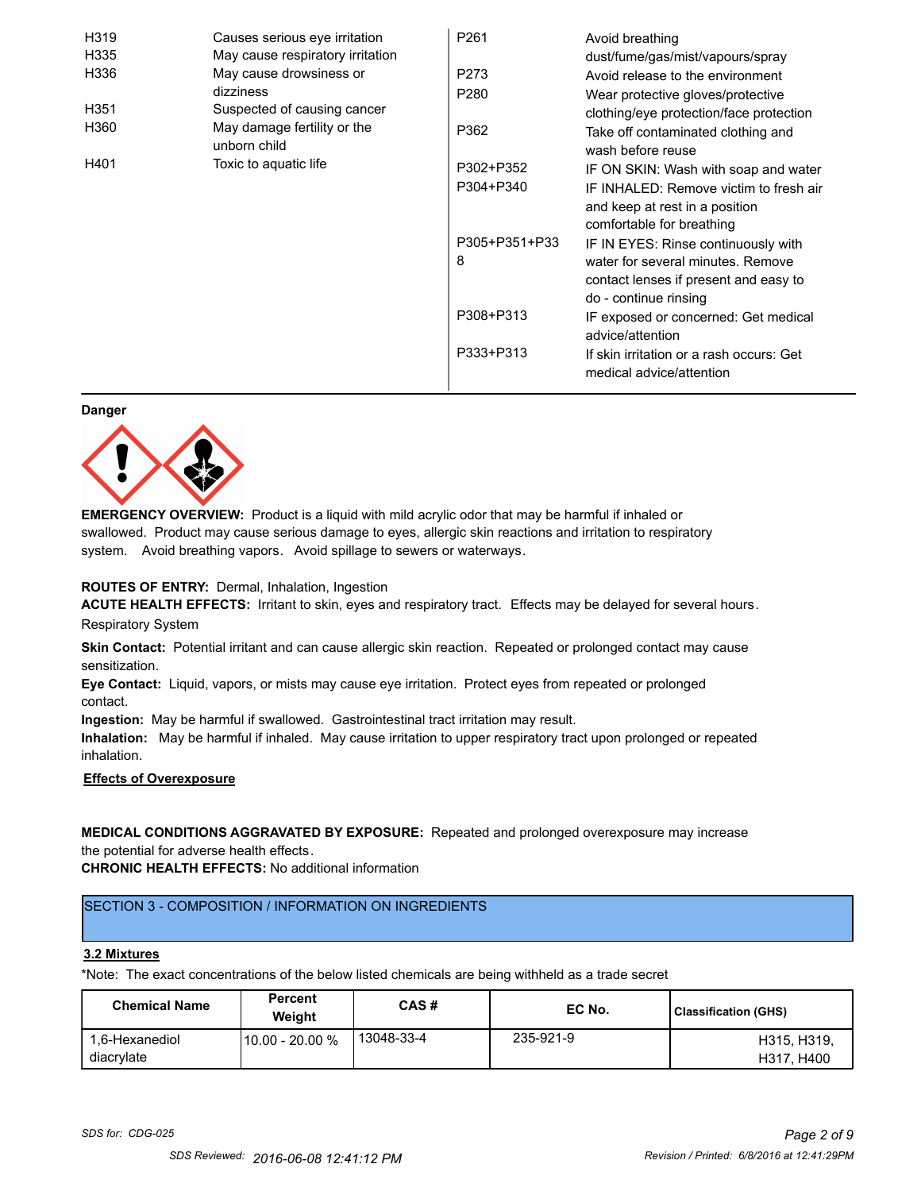| | | | |
|---|---|---|---|
| H319 | Causes serious eye irritation | P261 | Avoid breathing dust/fume/gas/mist/vapours/spray |
| H335 | May cause respiratory irritation | P273 | Avoid release to the environment |
| H336 | May cause drowsiness or dizziness | P280 | Wear protective gloves/protective clothing/eye protection/face protection |
| H351 | Suspected of causing cancer | P362 | Take off contaminated clothing and wash before reuse |
| H360 | May damage fertility or the unborn child | P302+P352 | IF ON SKIN: Wash with soap and water |
| H401 | Toxic to aquatic life | P304+P340 | IF INHALED: Remove victim to fresh air and keep at rest in a position comfortable for breathing |
| | | P305+P351+P338 | IF IN EYES: Rinse continuously with water for several minutes. Remove contact lenses if present and easy to do - continue rinsing |
| | | P308+P313 | IF exposed or concerned: Get medical advice/attention |
| | | P333+P313 | If skin irritation or a rash occurs: Get medical advice/attention |

**Danger**

**EMERGENCY OVERVIEW:** Product is a liquid with mild acrylic odor that may be harmful if inhaled or swallowed. Product may cause serious damage to eyes, allergic skin reactions and irritation to respiratory system. Avoid breathing vapors. Avoid spillage to sewers or waterways.

**ROUTES OF ENTRY:** Dermal, Inhalation, Ingestion

**ACUTE HEALTH EFFECTS:** Irritant to skin, eyes and respiratory tract. Effects may be delayed for several hours.

Respiratory System

**Skin Contact:** Potential irritant and can cause allergic skin reaction. Repeated or prolonged contact may cause sensitization.

**Eye Contact:** Liquid, vapors, or mists may cause eye irritation. Protect eyes from repeated or prolonged contact.

**Ingestion:** May be harmful if swallowed. Gastrointestinal tract irritation may result.

**Inhalation:** May be harmful if inhaled. May cause irritation to upper respiratory tract upon prolonged or repeated inhalation.

**Effects of Overexposure**

**MEDICAL CONDITIONS AGGRAVATED BY EXPOSURE:** Repeated and prolonged overexposure may increase the potential for adverse health effects.

**CHRONIC HEALTH EFFECTS:** No additional information

## SECTION 3 - COMPOSITION / INFORMATION ON INGREDIENTS

### 3.2 Mixtures

*Note: The exact concentrations of the below listed chemicals are being withheld as a trade secret

| Chemical Name | Percent Weight | CAS # | EC No. | Classification (GHS) |
|---|---|---|---|---|
| 1,6-Hexanediol diacrylate | 10.00 - 20.00 % | 13048-33-4 | 235-921-9 | H315, H319, H317, H400 |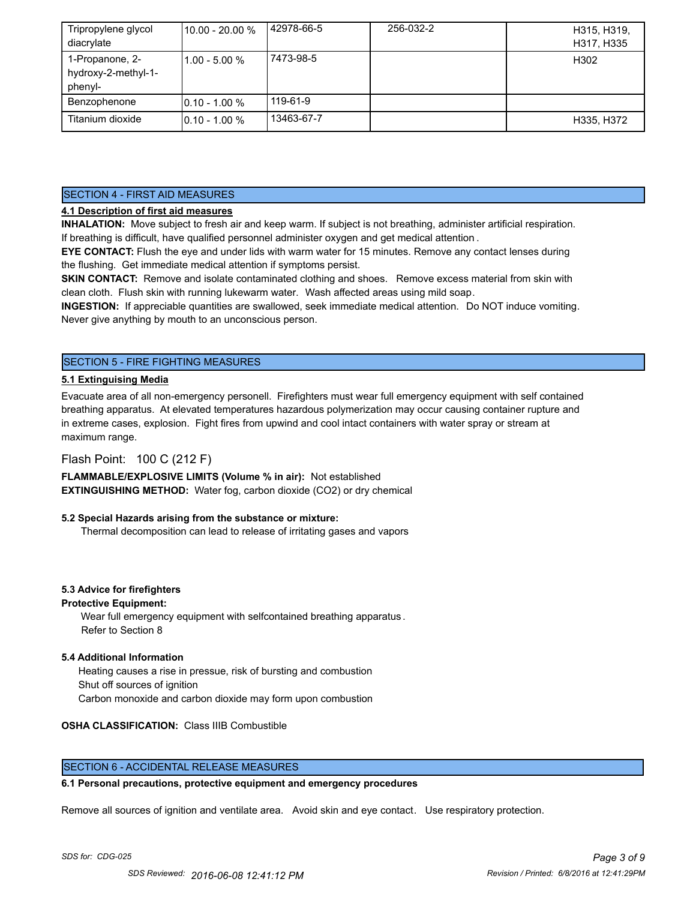| Tripropylene glycol diacrylate | 10.00 - 20.00 % | 42978-66-5 | 256-032-2 | H315, H319, H317, H335 |
|---|---|---|---|---|
| 1-Propanone, 2-hydroxy-2-methyl-1-phenyl- | 1.00 - 5.00 % | 7473-98-5 | | H302 |
| Benzophenone | 0.10 - 1.00 % | 119-61-9 | | |
| Titanium dioxide | 0.10 - 1.00 % | 13463-67-7 | | H335, H372 |

## SECTION 4 - FIRST AID MEASURES

**4.1 Description of first aid measures**

**INHALATION:** Move subject to fresh air and keep warm. If subject is not breathing, administer artificial respiration. If breathing is difficult, have qualified personnel administer oxygen and get medical attention.

**EYE CONTACT:** Flush the eye and under lids with warm water for 15 minutes. Remove any contact lenses during the flushing. Get immediate medical attention if symptoms persist.

**SKIN CONTACT:** Remove and isolate contaminated clothing and shoes. Remove excess material from skin with clean cloth. Flush skin with running lukewarm water. Wash affected areas using mild soap.

**INGESTION:** If appreciable quantities are swallowed, seek immediate medical attention. Do NOT induce vomiting. Never give anything by mouth to an unconscious person.

## SECTION 5 - FIRE FIGHTING MEASURES

**5.1 Extinguising Media**

Evacuate area of all non-emergency personell. Firefighters must wear full emergency equipment with self contained breathing apparatus. At elevated temperatures hazardous polymerization may occur causing container rupture and in extreme cases, explosion. Fight fires from upwind and cool intact containers with water spray or stream at maximum range.

Flash Point: 100 C (212 F)

**FLAMMABLE/EXPLOSIVE LIMITS (Volume % in air):** Not established

**EXTINGUISHING METHOD:** Water fog, carbon dioxide ($CO_2$) or dry chemical

**5.2 Special Hazards arising from the substance or mixture:**

Thermal decomposition can lead to release of irritating gases and vapors

**5.3 Advice for firefighters**

**Protective Equipment:**

Wear full emergency equipment with selfcontained breathing apparatus.
Refer to Section 8

**5.4 Additional Information**

Heating causes a rise in pressue, risk of bursting and combustion
Shut off sources of ignition
Carbon monoxide and carbon dioxide may form upon combustion

**OSHA CLASSIFICATION:** Class IIIB Combustible

## SECTION 6 - ACCIDENTAL RELEASE MEASURES

**6.1 Personal precautions, protective equipment and emergency procedures**

Remove all sources of ignition and ventilate area. Avoid skin and eye contact. Use respiratory protection.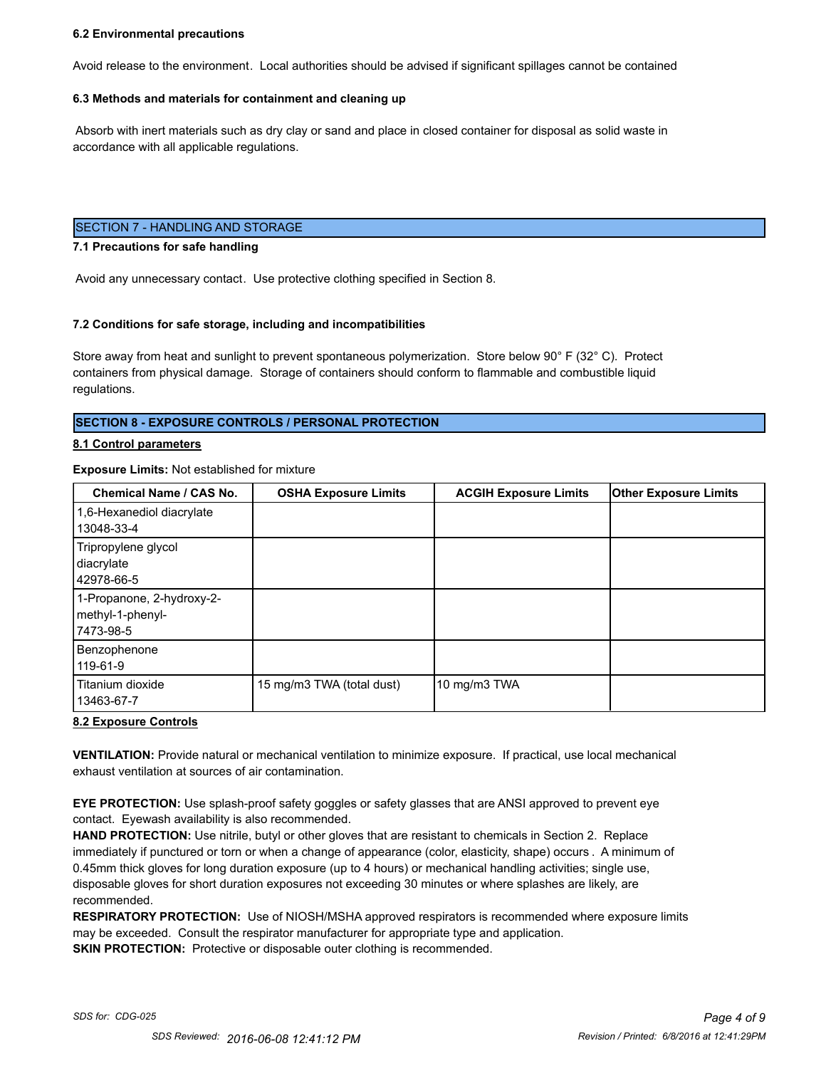### 6.2 Environmental precautions

Avoid release to the environment. Local authorities should be advised if significant spillages cannot be contained

### 6.3 Methods and materials for containment and cleaning up

Absorb with inert materials such as dry clay or sand and place in closed container for disposal as solid waste in accordance with all applicable regulations.

## SECTION 7 - HANDLING AND STORAGE

### 7.1 Precautions for safe handling

Avoid any unnecessary contact. Use protective clothing specified in Section 8.

### 7.2 Conditions for safe storage, including and incompatibilities

Store away from heat and sunlight to prevent spontaneous polymerization. Store below 90° F (32° C). Protect containers from physical damage. Storage of containers should conform to flammable and combustible liquid regulations.

## SECTION 8 - EXPOSURE CONTROLS / PERSONAL PROTECTION

### 8.1 Control parameters

**Exposure Limits:** Not established for mixture

| Chemical Name / CAS No. | OSHA Exposure Limits | ACGIH Exposure Limits | Other Exposure Limits |
|---|---|---|---|
| 1,6-Hexanediol diacrylate 13048-33-4 | | | |
| Tripropylene glycol diacrylate 42978-66-5 | | | |
| 1-Propanone, 2-hydroxy-2-methyl-1-phenyl- 7473-98-5 | | | |
| Benzophenone 119-61-9 | | | |
| Titanium dioxide 13463-67-7 | 15 mg/m3 TWA (total dust) | 10 mg/m3 TWA | |

### 8.2 Exposure Controls

**VENTILATION:** Provide natural or mechanical ventilation to minimize exposure. If practical, use local mechanical exhaust ventilation at sources of air contamination.

**EYE PROTECTION:** Use splash-proof safety goggles or safety glasses that are ANSI approved to prevent eye contact. Eyewash availability is also recommended.

**HAND PROTECTION:** Use nitrile, butyl or other gloves that are resistant to chemicals in Section 2. Replace immediately if punctured or torn or when a change of appearance (color, elasticity, shape) occurs . A minimum of 0.45mm thick gloves for long duration exposure (up to 4 hours) or mechanical handling activities; single use, disposable gloves for short duration exposures not exceeding 30 minutes or where splashes are likely, are recommended.

**RESPIRATORY PROTECTION:** Use of NIOSH/MSHA approved respirators is recommended where exposure limits may be exceeded. Consult the respirator manufacturer for appropriate type and application.

**SKIN PROTECTION:** Protective or disposable outer clothing is recommended.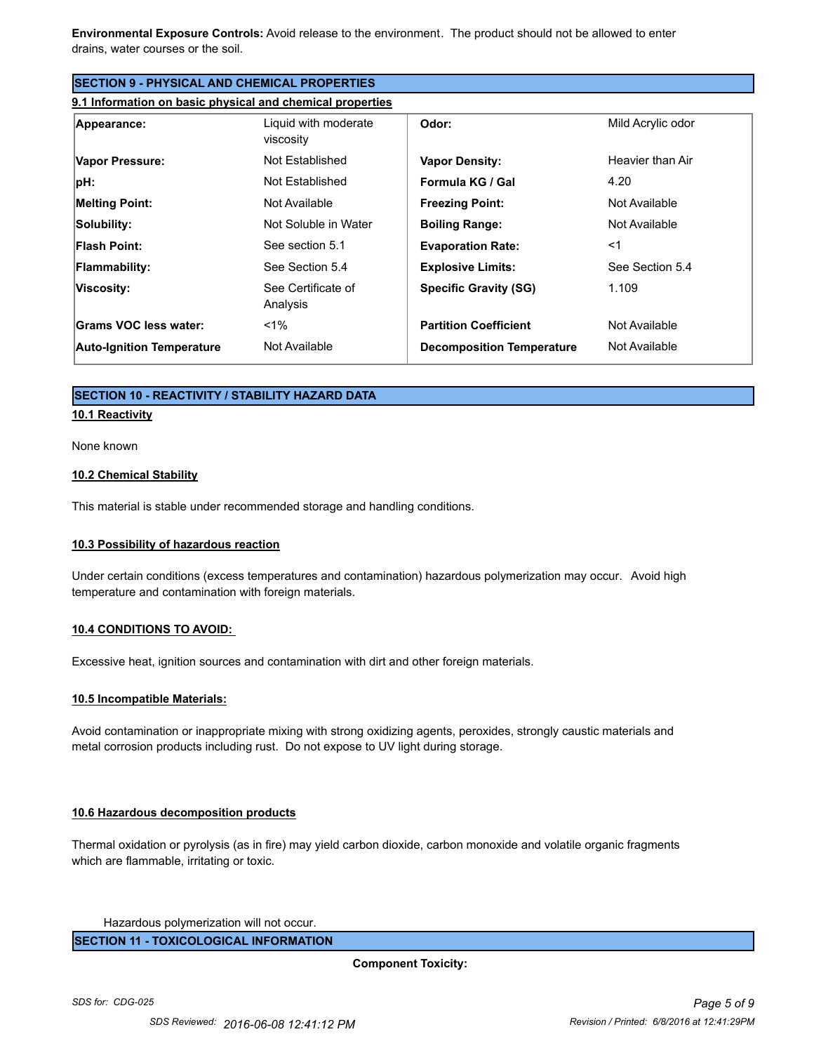**Environmental Exposure Controls:** Avoid release to the environment. The product should not be allowed to enter drains, water courses or the soil.

## SECTION 9 - PHYSICAL AND CHEMICAL PROPERTIES

### 9.1 Information on basic physical and chemical properties

| | | | |
|---|---|---|---|
| **Appearance:** | Liquid with moderate viscosity | **Odor:** | Mild Acrylic odor |
| **Vapor Pressure:** | Not Established | **Vapor Density:** | Heavier than Air |
| **pH:** | Not Established | **Formula KG / Gal** | 4.20 |
| **Melting Point:** | Not Available | **Freezing Point:** | Not Available |
| **Solubility:** | Not Soluble in Water | **Boiling Range:** | Not Available |
| **Flash Point:** | See section 5.1 | **Evaporation Rate:** | <1 |
| **Flammability:** | See Section 5.4 | **Explosive Limits:** | See Section 5.4 |
| **Viscosity:** | See Certificate of Analysis | **Specific Gravity (SG)** | 1.109 |
| **Grams VOC less water:** | <1% | **Partition Coefficient** | Not Available |
| **Auto-Ignition Temperature** | Not Available | **Decomposition Temperature** | Not Available |

## SECTION 10 - REACTIVITY / STABILITY HAZARD DATA

### 10.1 Reactivity

None known

### 10.2 Chemical Stability

This material is stable under recommended storage and handling conditions.

### 10.3 Possibility of hazardous reaction

Under certain conditions (excess temperatures and contamination) hazardous polymerization may occur. Avoid high temperature and contamination with foreign materials.

### 10.4 CONDITIONS TO AVOID:

Excessive heat, ignition sources and contamination with dirt and other foreign materials.

### 10.5 Incompatible Materials:

Avoid contamination or inappropriate mixing with strong oxidizing agents, peroxides, strongly caustic materials and metal corrosion products including rust. Do not expose to UV light during storage.

### 10.6 Hazardous decomposition products

Thermal oxidation or pyrolysis (as in fire) may yield carbon dioxide, carbon monoxide and volatile organic fragments which are flammable, irritating or toxic.

Hazardous polymerization will not occur.

## SECTION 11 - TOXICOLOGICAL INFORMATION

**Component Toxicity:**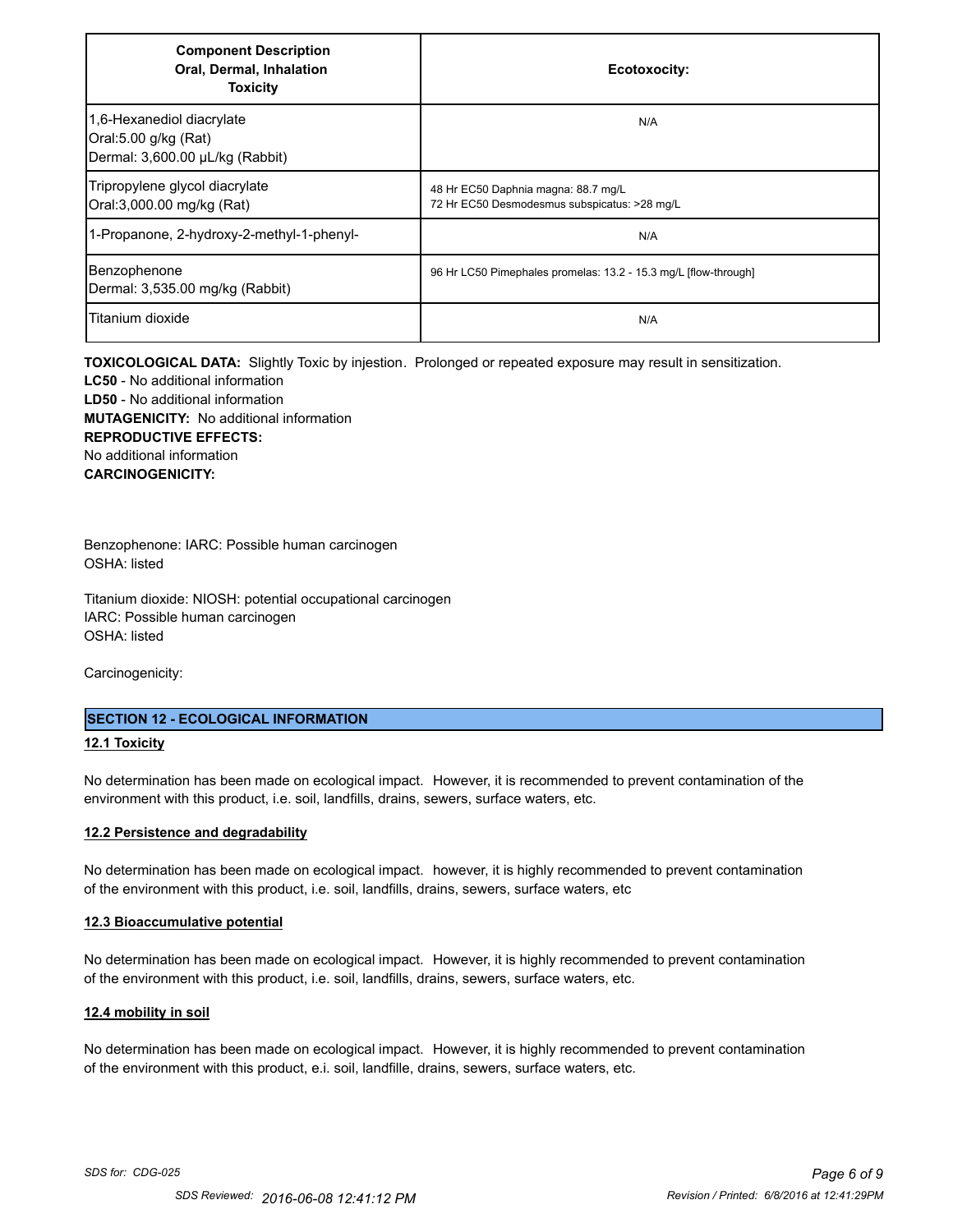| Component Description Oral, Dermal, Inhalation Toxicity | Ecotoxocity: |
| --- | --- |
| 1,6-Hexanediol diacrylate<br>Oral:5.00 g/kg (Rat)<br>Dermal: 3,600.00 µL/kg (Rabbit) | N/A |
| Tripropylene glycol diacrylate<br>Oral:3,000.00 mg/kg (Rat) | 48 Hr EC50 Daphnia magna: 88.7 mg/L<br>72 Hr EC50 Desmodesmus subspicatus: >28 mg/L |
| 1-Propanone, 2-hydroxy-2-methyl-1-phenyl- | N/A |
| Benzophenone<br>Dermal: 3,535.00 mg/kg (Rabbit) | 96 Hr LC50 Pimephales promelas: 13.2 - 15.3 mg/L [flow-through] |
| Titanium dioxide | N/A |

**TOXICOLOGICAL DATA:** Slightly Toxic by injestion. Prolonged or repeated exposure may result in sensitization.
**LC50** - No additional information
**LD50** - No additional information
**MUTAGENICITY:** No additional information
**REPRODUCTIVE EFFECTS:**
No additional information
**CARCINOGENICITY:**

Benzophenone: IARC: Possible human carcinogen
OSHA: listed

Titanium dioxide: NIOSH: potential occupational carcinogen
IARC: Possible human carcinogen
OSHA: listed

Carcinogenicity:

## SECTION 12 - ECOLOGICAL INFORMATION

### 12.1 Toxicity

No determination has been made on ecological impact. However, it is recommended to prevent contamination of the environment with this product, i.e. soil, landfills, drains, sewers, surface waters, etc.

### 12.2 Persistence and degradability

No determination has been made on ecological impact. however, it is highly recommended to prevent contamination of the environment with this product, i.e. soil, landfills, drains, sewers, surface waters, etc

### 12.3 Bioaccumulative potential

No determination has been made on ecological impact. However, it is highly recommended to prevent contamination of the environment with this product, i.e. soil, landfills, drains, sewers, surface waters, etc.

### 12.4 mobility in soil

No determination has been made on ecological impact. However, it is highly recommended to prevent contamination of the environment with this product, e.i. soil, landfille, drains, sewers, surface waters, etc.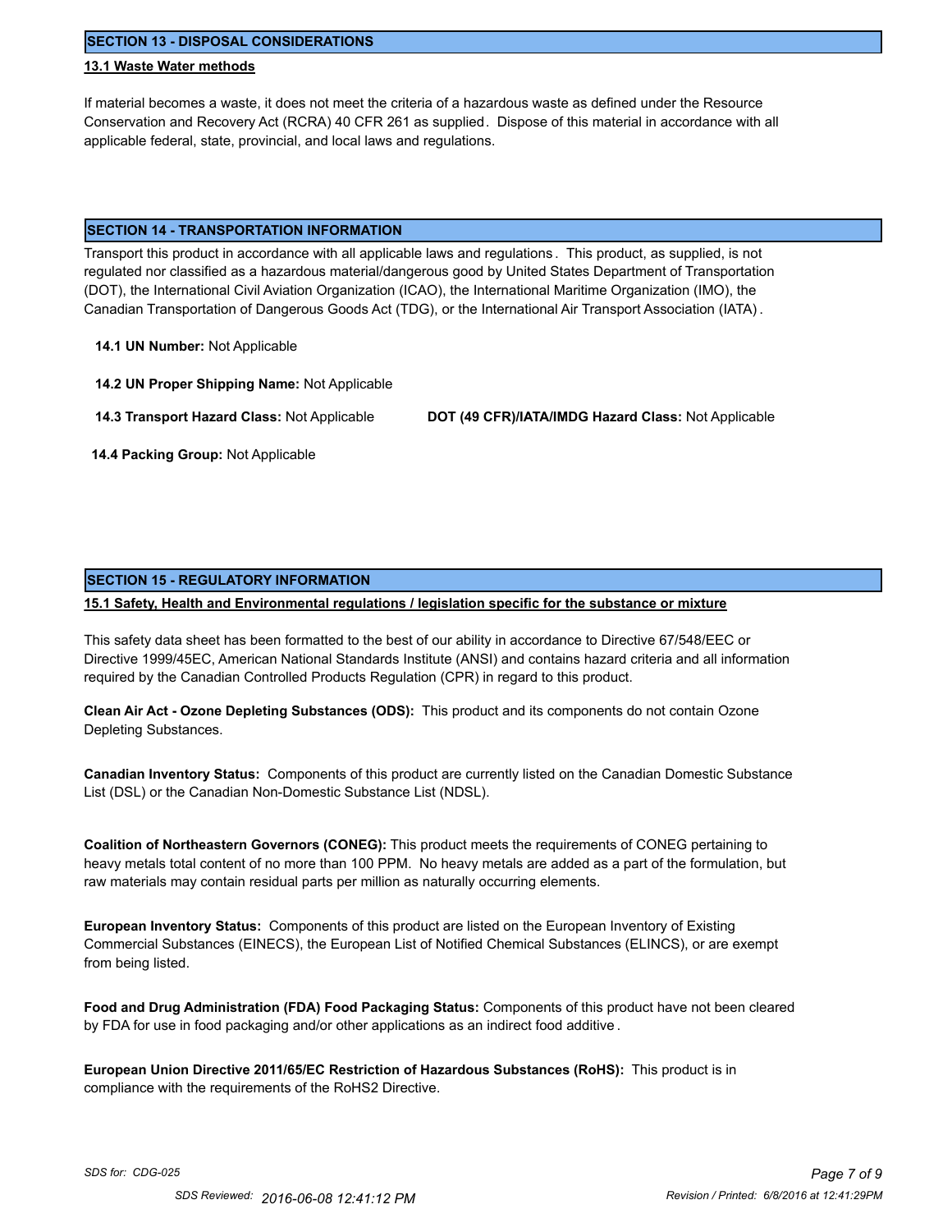## SECTION 13 - DISPOSAL CONSIDERATIONS

### 13.1 Waste Water methods

If material becomes a waste, it does not meet the criteria of a hazardous waste as defined under the Resource Conservation and Recovery Act (RCRA) 40 CFR 261 as supplied. Dispose of this material in accordance with all applicable federal, state, provincial, and local laws and regulations.

## SECTION 14 - TRANSPORTATION INFORMATION

Transport this product in accordance with all applicable laws and regulations. This product, as supplied, is not regulated nor classified as a hazardous material/dangerous good by United States Department of Transportation (DOT), the International Civil Aviation Organization (ICAO), the International Maritime Organization (IMO), the Canadian Transportation of Dangerous Goods Act (TDG), or the International Air Transport Association (IATA).

**14.1 UN Number:** Not Applicable

**14.2 UN Proper Shipping Name:** Not Applicable

**14.3 Transport Hazard Class:** Not Applicable

**DOT (49 CFR)/IATA/IMDG Hazard Class:** Not Applicable

**14.4 Packing Group:** Not Applicable

## SECTION 15 - REGULATORY INFORMATION

### 15.1 Safety, Health and Environmental regulations / legislation specific for the substance or mixture

This safety data sheet has been formatted to the best of our ability in accordance to Directive 67/548/EEC or Directive 1999/45EC, American National Standards Institute (ANSI) and contains hazard criteria and all information required by the Canadian Controlled Products Regulation (CPR) in regard to this product.

**Clean Air Act - Ozone Depleting Substances (ODS):** This product and its components do not contain Ozone Depleting Substances.

**Canadian Inventory Status:** Components of this product are currently listed on the Canadian Domestic Substance List (DSL) or the Canadian Non-Domestic Substance List (NDSL).

**Coalition of Northeastern Governors (CONEG):** This product meets the requirements of CONEG pertaining to heavy metals total content of no more than 100 PPM. No heavy metals are added as a part of the formulation, but raw materials may contain residual parts per million as naturally occurring elements.

**European Inventory Status:** Components of this product are listed on the European Inventory of Existing Commercial Substances (EINECS), the European List of Notified Chemical Substances (ELINCS), or are exempt from being listed.

**Food and Drug Administration (FDA) Food Packaging Status:** Components of this product have not been cleared by FDA for use in food packaging and/or other applications as an indirect food additive.

**European Union Directive 2011/65/EC Restriction of Hazardous Substances (RoHS):** This product is in compliance with the requirements of the RoHS2 Directive.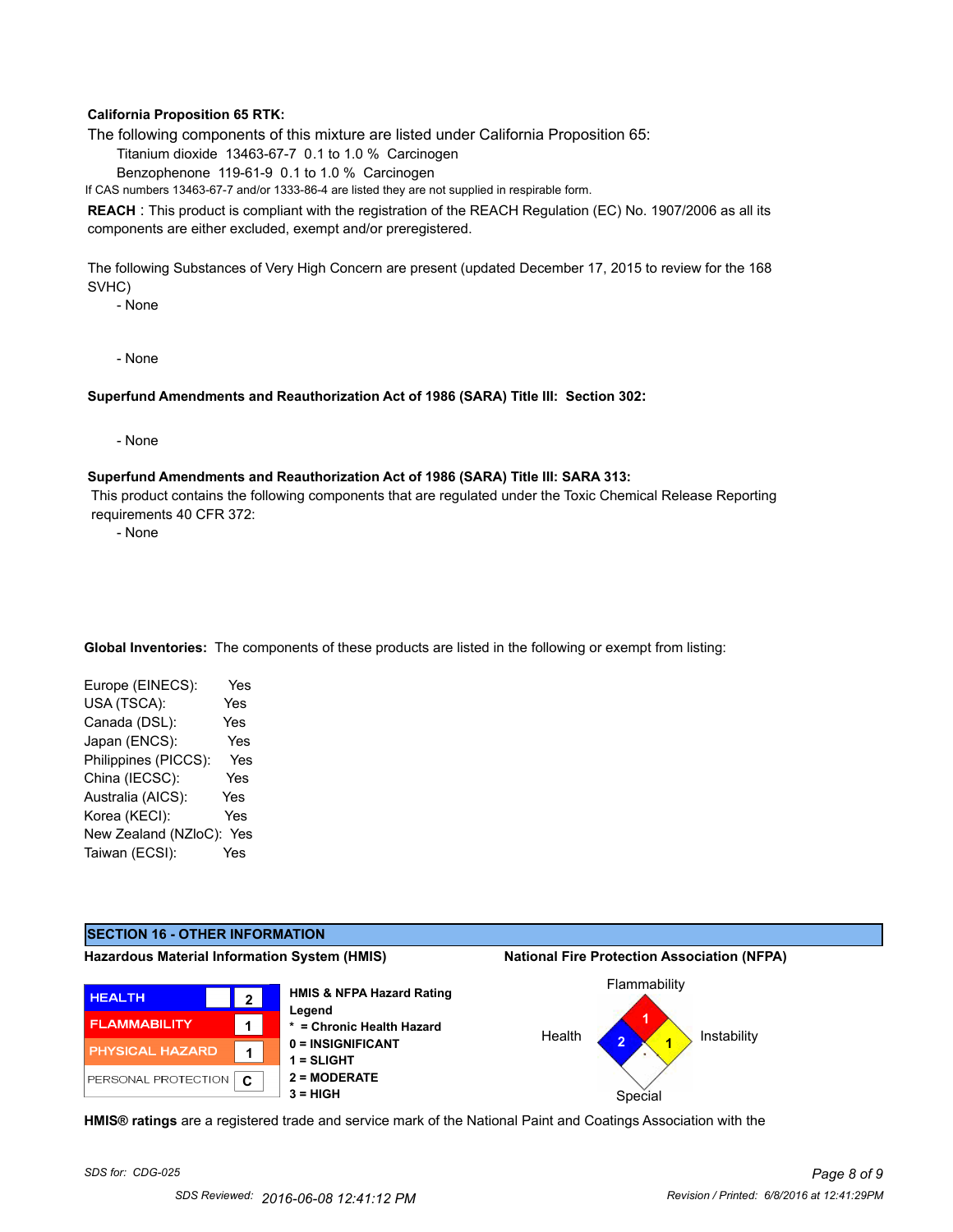**California Proposition 65 RTK:**

The following components of this mixture are listed under California Proposition 65:

Titanium dioxide 13463-67-7 0.1 to 1.0 % Carcinogen

Benzophenone 119-61-9 0.1 to 1.0 % Carcinogen

If CAS numbers 13463-67-7 and/or 1333-86-4 are listed they are not supplied in respirable form.

**REACH** : This product is compliant with the registration of the REACH Regulation (EC) No. 1907/2006 as all its components are either excluded, exempt and/or preregistered.

The following Substances of Very High Concern are present (updated December 17, 2015 to review for the 168 SVHC)

- None

- None

**Superfund Amendments and Reauthorization Act of 1986 (SARA) Title III: Section 302:**

- None

**Superfund Amendments and Reauthorization Act of 1986 (SARA) Title III: SARA 313:**

This product contains the following components that are regulated under the Toxic Chemical Release Reporting requirements 40 CFR 372:

- None

**Global Inventories:** The components of these products are listed in the following or exempt from listing:

Europe (EINECS): Yes
USA (TSCA): Yes
Canada (DSL): Yes
Japan (ENCS): Yes
Philippines (PICCS): Yes
China (IECSC): Yes
Australia (AICS): Yes
Korea (KECI): Yes
New Zealand (NZloC): Yes
Taiwan (ECSI): Yes

## SECTION 16 - OTHER INFORMATION

**Hazardous Material Information System (HMIS)**

| | | |
|---|---|---|
| HEALTH | | 2 |
| FLAMMABILITY | | 1 |
| PHYSICAL HAZARD | | 1 |
| PERSONAL PROTECTION | | C |

**HMIS & NFPA Hazard Rating Legend**
**\* = Chronic Health Hazard**
**0 = INSIGNIFICANT**
**1 = SLIGHT**
**2 = MODERATE**
**3 = HIGH**

**National Fire Protection Association (NFPA)**

Flammability: 1
Health: 2
Instability: 1
Special:

**HMIS® ratings** are a registered trade and service mark of the National Paint and Coatings Association with the

*SDS for: CDG-025*

SDS Reviewed: 2016-06-08 12:41:12 PM

Revision / Printed: 6/8/2016 at 12:41:29PM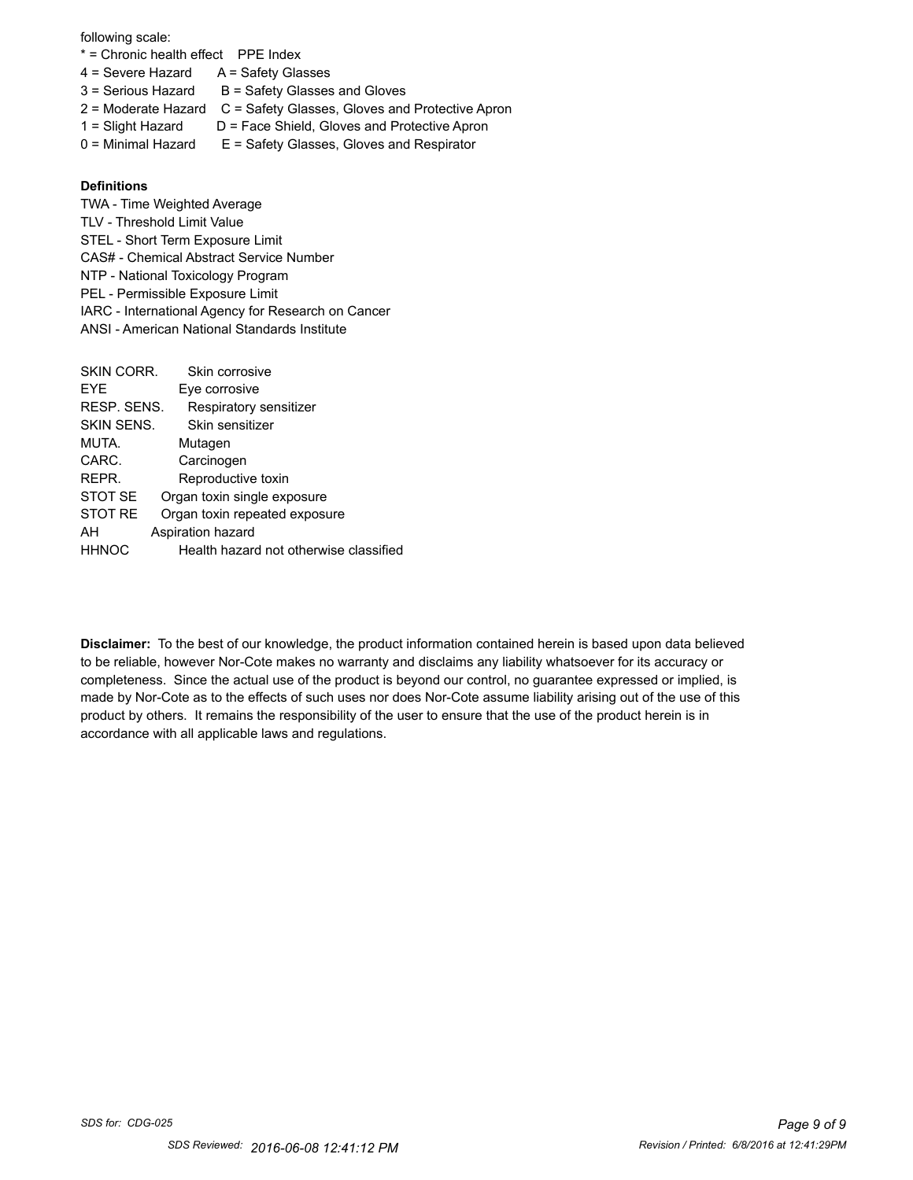following scale:

| | |
|---|---|
| * = Chronic health effect | PPE Index |
| 4 = Severe Hazard | A = Safety Glasses |
| 3 = Serious Hazard | B = Safety Glasses and Gloves |
| 2 = Moderate Hazard | C = Safety Glasses, Gloves and Protective Apron |
| 1 = Slight Hazard | D = Face Shield, Gloves and Protective Apron |
| 0 = Minimal Hazard | E = Safety Glasses, Gloves and Respirator |

**Definitions**

TWA - Time Weighted Average
TLV - Threshold Limit Value
STEL - Short Term Exposure Limit
CAS# - Chemical Abstract Service Number
NTP - National Toxicology Program
PEL - Permissible Exposure Limit
IARC - International Agency for Research on Cancer
ANSI - American National Standards Institute

| | |
|---|---|
| SKIN CORR. | Skin corrosive |
| EYE | Eye corrosive |
| RESP. SENS. | Respiratory sensitizer |
| SKIN SENS. | Skin sensitizer |
| MUTA. | Mutagen |
| CARC. | Carcinogen |
| REPR. | Reproductive toxin |
| STOT SE | Organ toxin single exposure |
| STOT RE | Organ toxin repeated exposure |
| AH | Aspiration hazard |
| HHNOC | Health hazard not otherwise classified |

**Disclaimer:** To the best of our knowledge, the product information contained herein is based upon data believed to be reliable, however Nor-Cote makes no warranty and disclaims any liability whatsoever for its accuracy or completeness. Since the actual use of the product is beyond our control, no guarantee expressed or implied, is made by Nor-Cote as to the effects of such uses nor does Nor-Cote assume liability arising out of the use of this product by others. It remains the responsibility of the user to ensure that the use of the product herein is in accordance with all applicable laws and regulations.